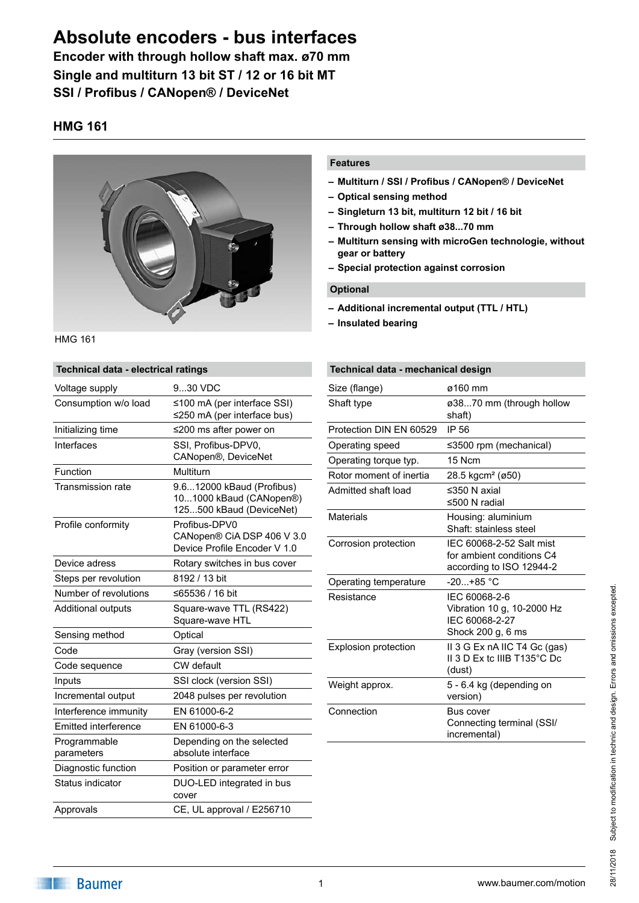# Absolute encoders - bus interfaces

**Encoder with through hollow shaft max. ø70 mm**
**Single and multiturn 13 bit ST / 12 or 16 bit MT**
**SSI / Profibus / CANopen® / DeviceNet**

## HMG 161

HMG 161

### Features

- **Multiturn / SSI / Profibus / CANopen® / DeviceNet**
- **Optical sensing method**
- **Singleturn 13 bit, multiturn 12 bit / 16 bit**
- **Through hollow shaft ø38...70 mm**
- **Multiturn sensing with microGen technologie, without gear or battery**
- **Special protection against corrosion**

### Optional

- **Additional incremental output (TTL / HTL)**
- **Insulated bearing**

### Technical data - electrical ratings

| | |
|---|---|
| Voltage supply | 9...30 VDC |
| Consumption w/o load | ≤100 mA (per interface SSI)<br>≤250 mA (per interface bus) |
| Initializing time | ≤200 ms after power on |
| Interfaces | SSI, Profibus-DPV0, CANopen®, DeviceNet |
| Function | Multiturn |
| Transmission rate | 9.6...12000 kBaud (Profibus)<br>10...1000 kBaud (CANopen®)<br>125...500 kBaud (DeviceNet) |
| Profile conformity | Profibus-DPV0<br>CANopen® CiA DSP 406 V 3.0<br>Device Profile Encoder V 1.0 |
| Device adress | Rotary switches in bus cover |
| Steps per revolution | 8192 / 13 bit |
| Number of revolutions | ≤65536 / 16 bit |
| Additional outputs | Square-wave TTL (RS422)<br>Square-wave HTL |
| Sensing method | Optical |
| Code | Gray (version SSI) |
| Code sequence | CW default |
| Inputs | SSI clock (version SSI) |
| Incremental output | 2048 pulses per revolution |
| Interference immunity | EN 61000-6-2 |
| Emitted interference | EN 61000-6-3 |
| Programmable parameters | Depending on the selected absolute interface |
| Diagnostic function | Position or parameter error |
| Status indicator | DUO-LED integrated in bus cover |
| Approvals | CE, UL approval / E256710 |

### Technical data - mechanical design

| | |
|---|---|
| Size (flange) | ø160 mm |
| Shaft type | ø38...70 mm (through hollow shaft) |
| Protection DIN EN 60529 | IP 56 |
| Operating speed | ≤3500 rpm (mechanical) |
| Operating torque typ. | 15 Ncm |
| Rotor moment of inertia | 28.5 kgcm² (ø50) |
| Admitted shaft load | ≤350 N axial<br>≤500 N radial |
| Materials | Housing: aluminium<br>Shaft: stainless steel |
| Corrosion protection | IEC 60068-2-52 Salt mist for ambient conditions C4 according to ISO 12944-2 |
| Operating temperature | -20...+85 °C |
| Resistance | IEC 60068-2-6<br>Vibration 10 g, 10-2000 Hz<br>IEC 60068-2-27<br>Shock 200 g, 6 ms |
| Explosion protection | II 3 G Ex nA IIC T4 Gc (gas)<br>II 3 D Ex tc IIIB T135°C Dc (dust) |
| Weight approx. | 5 - 6.4 kg (depending on version) |
| Connection | Bus cover<br>Connecting terminal (SSI/ incremental) |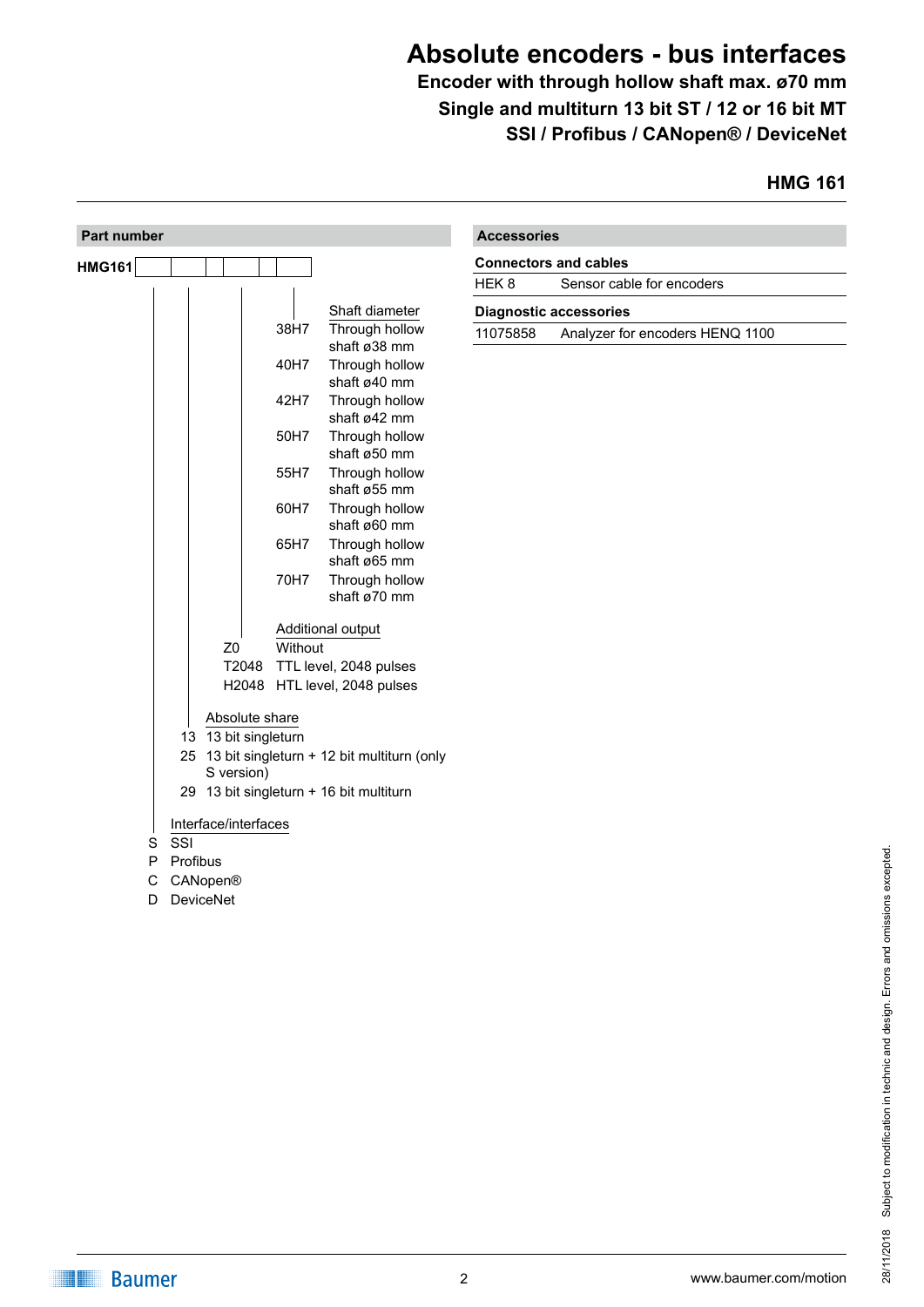# Absolute encoders - bus interfaces

**Encoder with through hollow shaft max. ø70 mm**

**Single and multiturn 13 bit ST / 12 or 16 bit MT**

**SSI / Profibus / CANopen® / DeviceNet**

**HMG 161**

## Part number

**HMG161** ☐ ☐ ☐ ☐

**Shaft diameter**

| Code | Description |
|---|---|
| 38H7 | Through hollow shaft ø38 mm |
| 40H7 | Through hollow shaft ø40 mm |
| 42H7 | Through hollow shaft ø42 mm |
| 50H7 | Through hollow shaft ø50 mm |
| 55H7 | Through hollow shaft ø55 mm |
| 60H7 | Through hollow shaft ø60 mm |
| 65H7 | Through hollow shaft ø65 mm |
| 70H7 | Through hollow shaft ø70 mm |

**Additional output**

| Code | Description |
|---|---|
| Z0 | Without |
| T2048 | TTL level, 2048 pulses |
| H2048 | HTL level, 2048 pulses |

**Absolute share**

| Code | Description |
|---|---|
| 13 | 13 bit singleturn |
| 25 | 13 bit singleturn + 12 bit multiturn (only S version) |
| 29 | 13 bit singleturn + 16 bit multiturn |

**Interface/interfaces**

| Code | Description |
|---|---|
| S | SSI |
| P | Profibus |
| C | CANopen® |
| D | DeviceNet |

## Accessories

**Connectors and cables**

| | |
|---|---|
| HEK 8 | Sensor cable for encoders |

**Diagnostic accessories**

| | |
|---|---|
| 11075858 | Analyzer for encoders HENQ 1100 |

28/11/2018 Subject to modification in technic and design. Errors and omissions excepted.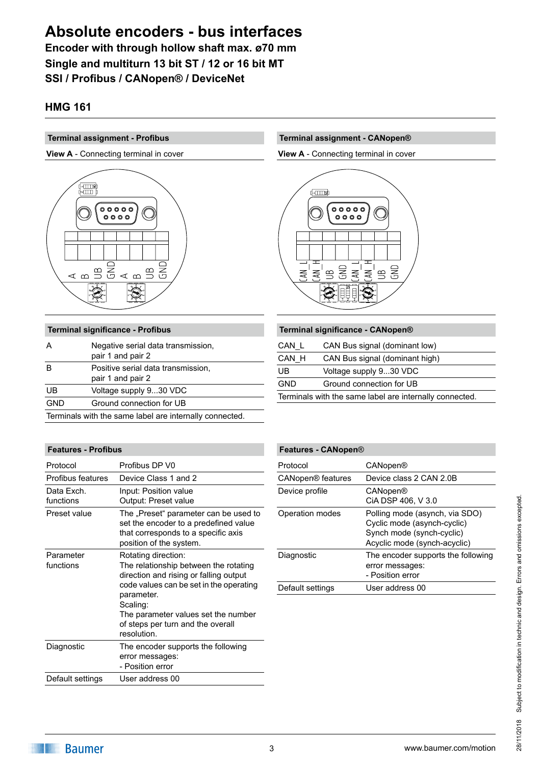# Absolute encoders - bus interfaces

**Encoder with through hollow shaft max. ø70 mm**
**Single and multiturn 13 bit ST / 12 or 16 bit MT**
**SSI / Profibus / CANopen® / DeviceNet**

## HMG 161

### Terminal assignment - Profibus

**View A** - Connecting terminal in cover

A B UB GND A B UB GND

### Terminal assignment - CANopen®

**View A** - Connecting terminal in cover

CAN_L CAN_H UB GND CAN_L CAN_H UB GND

### Terminal significance - Profibus

| | |
|---|---|
| A | Negative serial data transmission, pair 1 and pair 2 |
| B | Positive serial data transmission, pair 1 and pair 2 |
| UB | Voltage supply 9...30 VDC |
| GND | Ground connection for UB |

Terminals with the same label are internally connected.

### Terminal significance - CANopen®

| | |
|---|---|
| CAN_L | CAN Bus signal (dominant low) |
| CAN_H | CAN Bus signal (dominant high) |
| UB | Voltage supply 9...30 VDC |
| GND | Ground connection for UB |

Terminals with the same label are internally connected.

### Features - Profibus

| | |
|---|---|
| Protocol | Profibus DP V0 |
| Profibus features | Device Class 1 and 2 |
| Data Exch. functions | Input: Position value<br>Output: Preset value |
| Preset value | The „Preset" parameter can be used to set the encoder to a predefined value that corresponds to a specific axis position of the system. |
| Parameter functions | Rotating direction:<br>The relationship between the rotating direction and rising or falling output code values can be set in the operating parameter.<br>Scaling:<br>The parameter values set the number of steps per turn and the overall resolution. |
| Diagnostic | The encoder supports the following error messages:<br>- Position error |
| Default settings | User address 00 |

### Features - CANopen®

| | |
|---|---|
| Protocol | CANopen® |
| CANopen® features | Device class 2 CAN 2.0B |
| Device profile | CANopen®<br>CiA DSP 406, V 3.0 |
| Operation modes | Polling mode (asynch, via SDO)<br>Cyclic mode (asynch-cyclic)<br>Synch mode (synch-cyclic)<br>Acyclic mode (synch-acyclic) |
| Diagnostic | The encoder supports the following error messages:<br>- Position error |
| Default settings | User address 00 |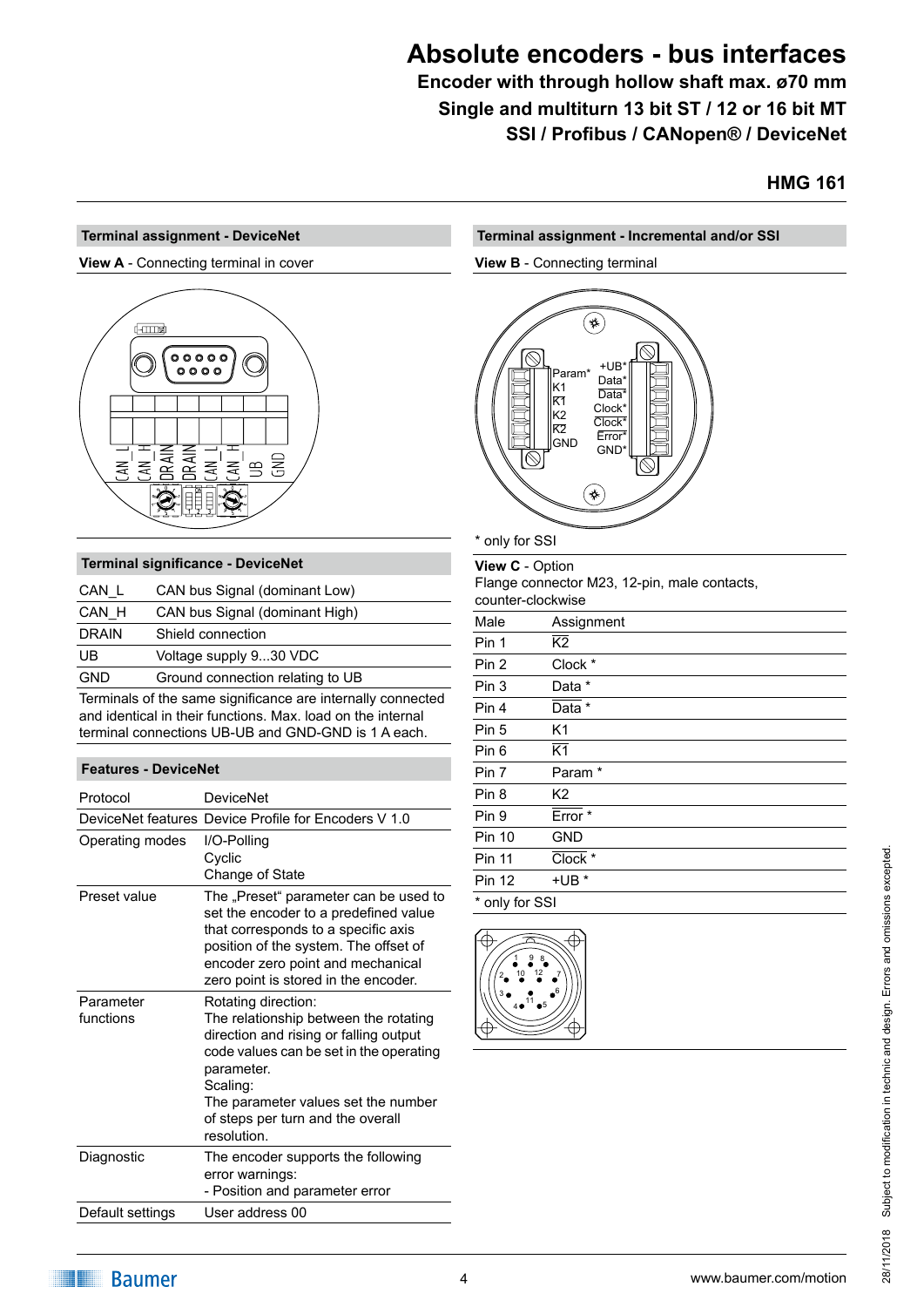# Absolute encoders - bus interfaces

**Encoder with through hollow shaft max. ø70 mm**
**Single and multiturn 13 bit ST / 12 or 16 bit MT**
**SSI / Profibus / CANopen® / DeviceNet**

**HMG 161**

## Terminal assignment - DeviceNet

**View A** - Connecting terminal in cover

CAN_L CAN_H DRAIN DRAIN CAN_L CAN_H UB GND

## Terminal significance - DeviceNet

| | |
|---|---|
| CAN_L | CAN bus Signal (dominant Low) |
| CAN_H | CAN bus Signal (dominant High) |
| DRAIN | Shield connection |
| UB | Voltage supply 9...30 VDC |
| GND | Ground connection relating to UB |

Terminals of the same significance are internally connected and identical in their functions. Max. load on the internal terminal connections UB-UB and GND-GND is 1 A each.

## Features - DeviceNet

| | |
|---|---|
| Protocol | DeviceNet |
| DeviceNet features | Device Profile for Encoders V 1.0 |
| Operating modes | I/O-Polling<br>Cyclic<br>Change of State |
| Preset value | The „Preset“ parameter can be used to set the encoder to a predefined value that corresponds to a specific axis position of the system. The offset of encoder zero point and mechanical zero point is stored in the encoder. |
| Parameter functions | Rotating direction:<br>The relationship between the rotating direction and rising or falling output code values can be set in the operating parameter.<br>Scaling:<br>The parameter values set the number of steps per turn and the overall resolution. |
| Diagnostic | The encoder supports the following error warnings:<br>- Position and parameter error |
| Default settings | User address 00 |

## Terminal assignment - Incremental and/or SSI

**View B** - Connecting terminal

Param* K1 $\overline{K1}$ K2 $\overline{K2}$ GND

+UB* Data* $\overline{Data}$* Clock* $\overline{Clock}$* $\overline{Error}$* GND*

\* only for SSI

**View C** - Option
Flange connector M23, 12-pin, male contacts, counter-clockwise

| Male | Assignment |
|---|---|
| Pin 1 | $\overline{K2}$ |
| Pin 2 | Clock * |
| Pin 3 | Data * |
| Pin 4 | $\overline{Data}$ * |
| Pin 5 | K1 |
| Pin 6 | $\overline{K1}$ |
| Pin 7 | Param * |
| Pin 8 | K2 |
| Pin 9 | $\overline{Error}$ * |
| Pin 10 | GND |
| Pin 11 | $\overline{Clock}$ * |
| Pin 12 | +UB * |

\* only for SSI

28/11/2018 Subject to modification in technic and design. Errors and omissions excepted.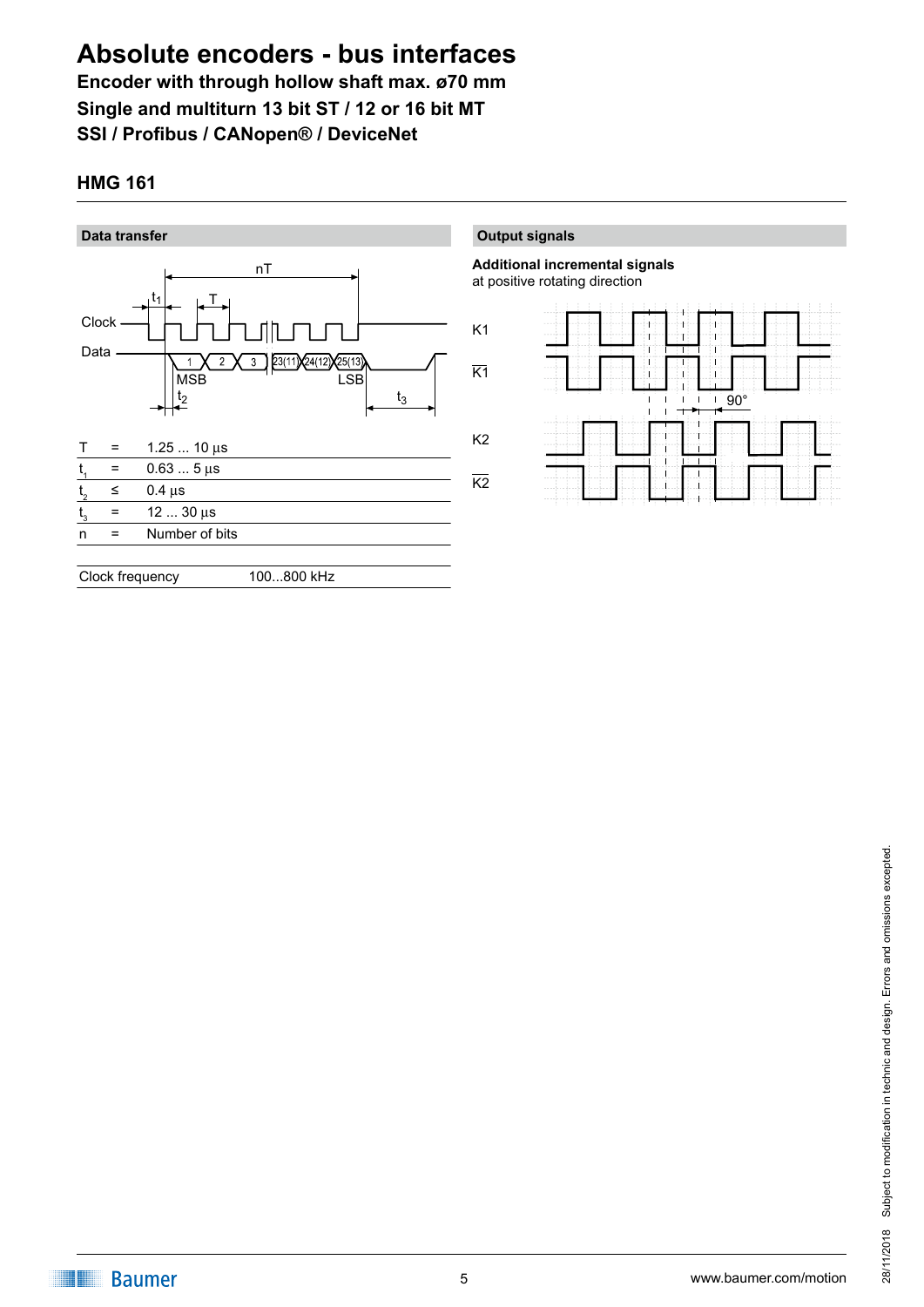# Absolute encoders - bus interfaces

**Encoder with through hollow shaft max. ø70 mm**
**Single and multiturn 13 bit ST / 12 or 16 bit MT**
**SSI / Profibus / CANopen® / DeviceNet**

## HMG 161

### Data transfer

| | | |
|---|---|---|
| T | = | 1.25 ... 10 µs |
| $t_1$ | = | 0.63 ... 5 µs |
| $t_2$ | ≤ | 0.4 µs |
| $t_3$ | = | 12 ... 30 µs |
| n | = | Number of bits |

| | |
|---|---|
| Clock frequency | 100...800 kHz |

### Output signals

**Additional incremental signals**
at positive rotating direction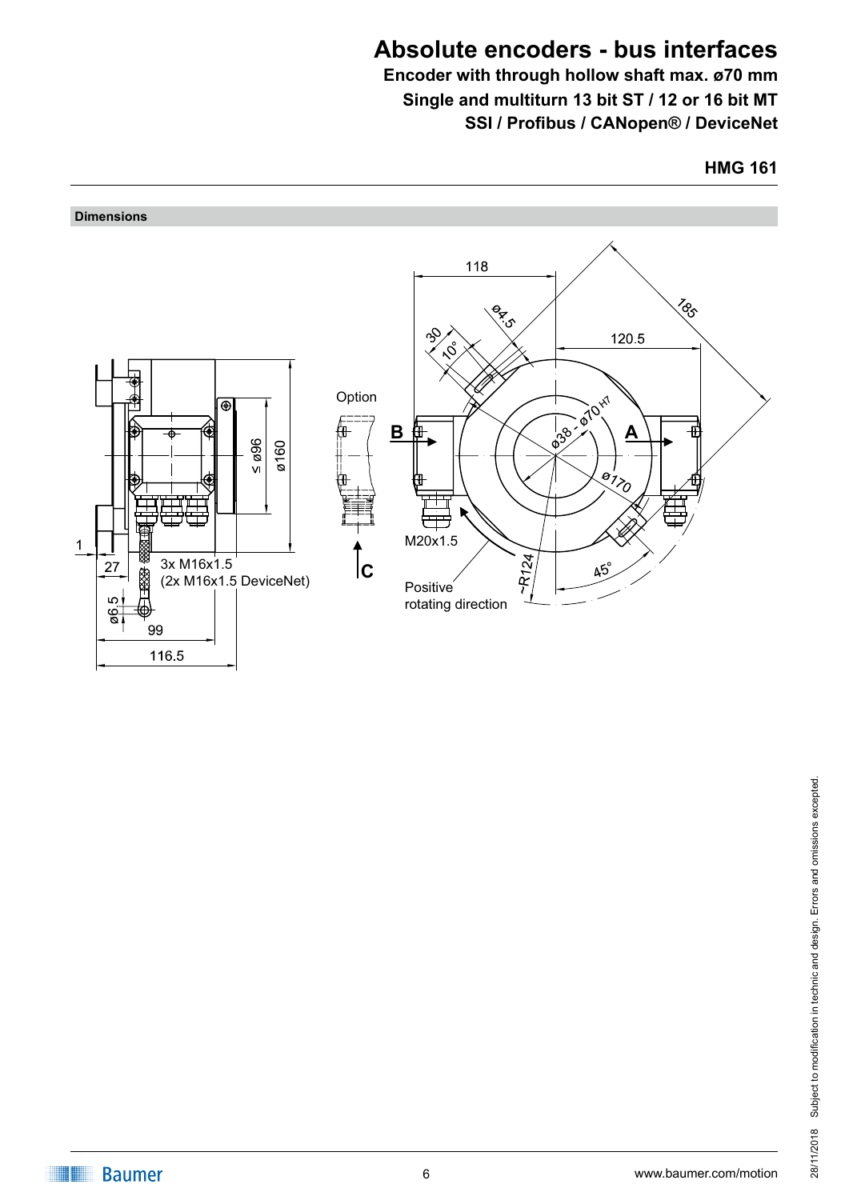# Absolute encoders - bus interfaces

**Encoder with through hollow shaft max. ø70 mm**
**Single and multiturn 13 bit ST / 12 or 16 bit MT**
**SSI / Profibus / CANopen® / DeviceNet**

**HMG 161**

## Dimensions

1
27
ø6.5
99
116.5
3x M16x1.5
(2x M16x1.5 DeviceNet)
≤ ø96
ø160
Option
C
118
30
10°
ø4.5
185
120.5
B
A
ø38 - ø70 H7
ø170
M20x1.5
Positive
rotating direction
~R124
45°

Subject to modification in technic and design. Errors and omissions excepted.
28/11/2018